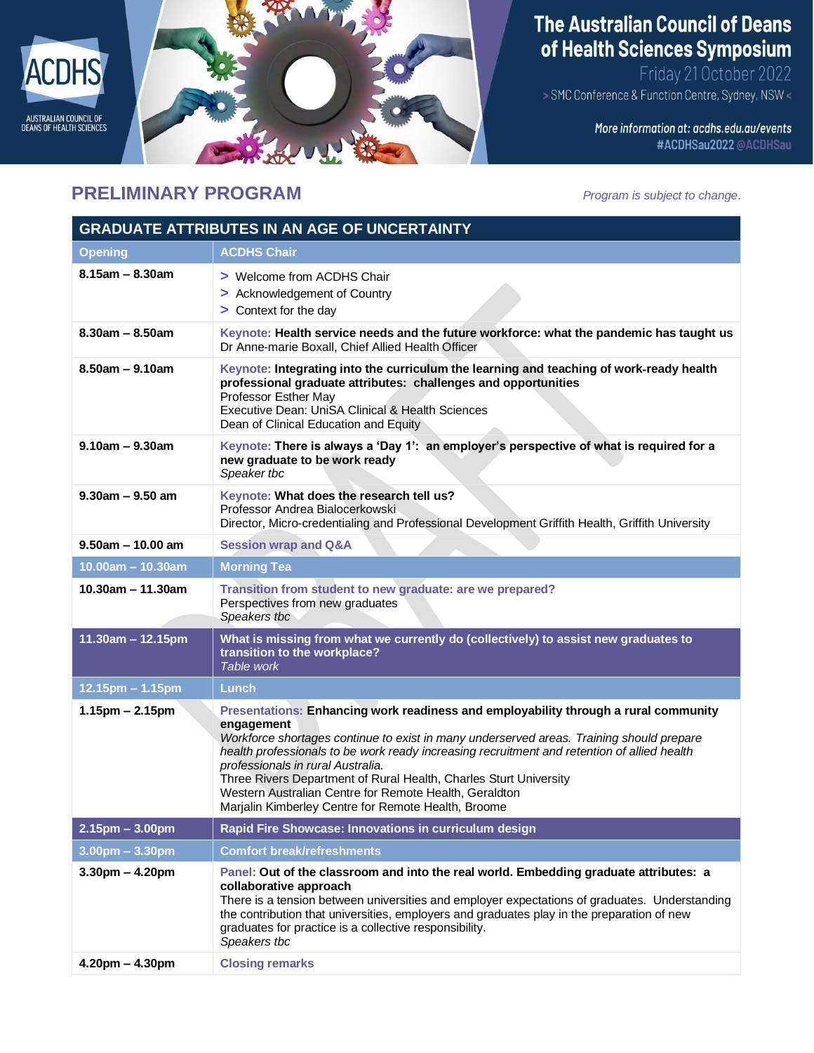# The Australian Council of Deans of Health Sciences Symposium

Friday 21 October 2022

> SMC Conference & Function Centre, Sydney, NSW <

More information at: acdhs.edu.au/events
#ACDHSau2022 @ACDHSau

ACDHS — AUSTRALIAN COUNCIL OF DEANS OF HEALTH SCIENCES

## PRELIMINARY PROGRAM

*Program is subject to change.*

| GRADUATE ATTRIBUTES IN AN AGE OF UNCERTAINTY | |
|---|---|
| **Opening** | **ACDHS Chair** |
| **8.15am – 8.30am** | > Welcome from ACDHS Chair<br>> Acknowledgement of Country<br>> Context for the day |
| **8.30am – 8.50am** | **Keynote: Health service needs and the future workforce: what the pandemic has taught us**<br>Dr Anne-marie Boxall, Chief Allied Health Officer |
| **8.50am – 9.10am** | **Keynote: Integrating into the curriculum the learning and teaching of work-ready health professional graduate attributes: challenges and opportunities**<br>Professor Esther May<br>Executive Dean: UniSA Clinical & Health Sciences<br>Dean of Clinical Education and Equity |
| **9.10am – 9.30am** | **Keynote: There is always a 'Day 1': an employer's perspective of what is required for a new graduate to be work ready**<br>*Speaker tbc* |
| **9.30am – 9.50 am** | **Keynote: What does the research tell us?**<br>Professor Andrea Bialocerkowski<br>Director, Micro-credentialing and Professional Development Griffith Health, Griffith University |
| **9.50am – 10.00 am** | **Session wrap and Q&A** |
| **10.00am – 10.30am** | **Morning Tea** |
| **10.30am – 11.30am** | **Transition from student to new graduate: are we prepared?**<br>Perspectives from new graduates<br>*Speakers tbc* |
| **11.30am – 12.15pm** | **What is missing from what we currently do (collectively) to assist new graduates to transition to the workplace?**<br>*Table work* |
| **12.15pm – 1.15pm** | **Lunch** |
| **1.15pm – 2.15pm** | **Presentations: Enhancing work readiness and employability through a rural community engagement**<br>*Workforce shortages continue to exist in many underserved areas. Training should prepare health professionals to be work ready increasing recruitment and retention of allied health professionals in rural Australia.*<br>Three Rivers Department of Rural Health, Charles Sturt University<br>Western Australian Centre for Remote Health, Geraldton<br>Marjalin Kimberley Centre for Remote Health, Broome |
| **2.15pm – 3.00pm** | **Rapid Fire Showcase: Innovations in curriculum design** |
| **3.00pm – 3.30pm** | **Comfort break/refreshments** |
| **3.30pm – 4.20pm** | **Panel: Out of the classroom and into the real world. Embedding graduate attributes: a collaborative approach**<br>There is a tension between universities and employer expectations of graduates. Understanding the contribution that universities, employers and graduates play in the preparation of new graduates for practice is a collective responsibility.<br>*Speakers tbc* |
| **4.20pm – 4.30pm** | **Closing remarks** |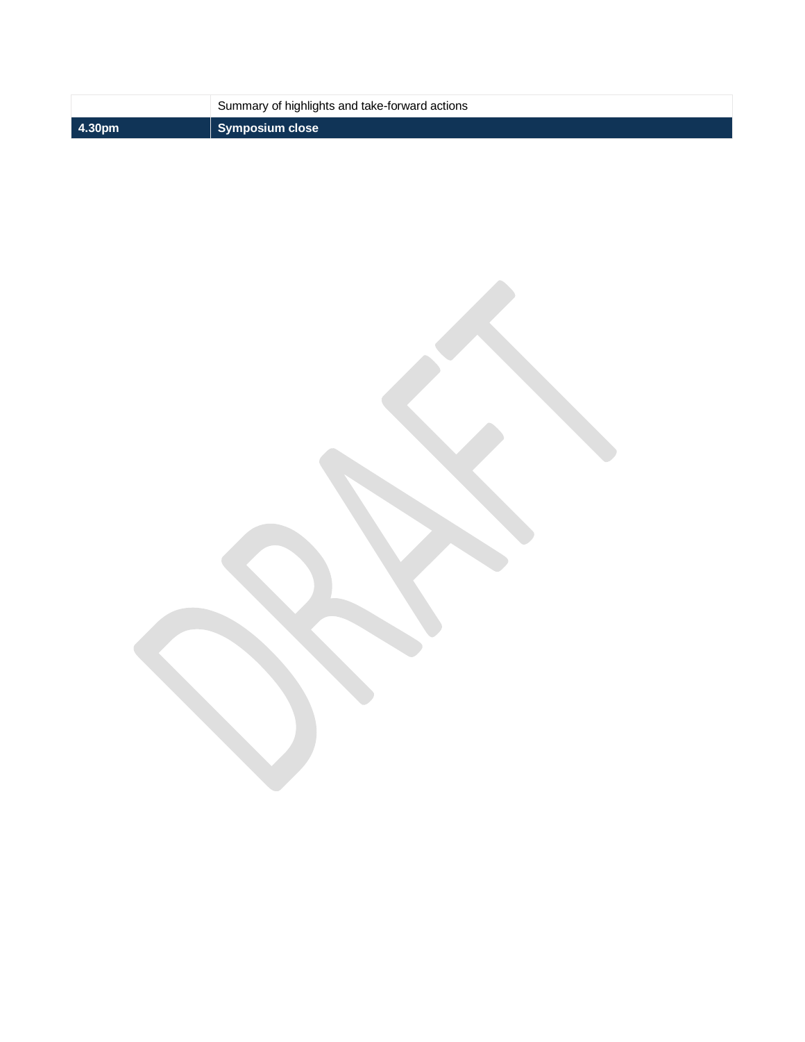| | |
|---|---|
| | Summary of highlights and take-forward actions |
| **4.30pm** | **Symposium close** |

DRAFT